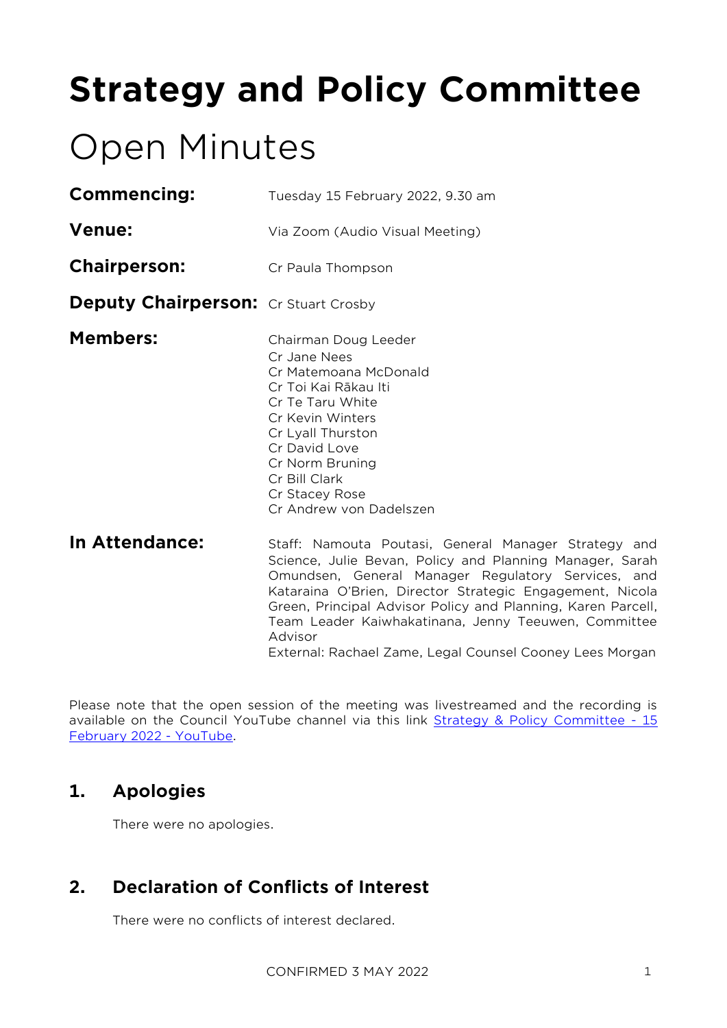# Strategy and Policy Committee

## Open Minutes

**Commencing:** Tuesday 15 February 2022, 9.30 am

**Venue:** Via Zoom (Audio Visual Meeting)

**Chairperson:** Cr Paula Thompson

**Deputy Chairperson:** Cr Stuart Crosby

**Members:**
Chairman Doug Leeder
Cr Jane Nees
Cr Matemoana McDonald
Cr Toi Kai Rākau Iti
Cr Te Taru White
Cr Kevin Winters
Cr Lyall Thurston
Cr David Love
Cr Norm Bruning
Cr Bill Clark
Cr Stacey Rose
Cr Andrew von Dadelszen

**In Attendance:**
Staff: Namouta Poutasi, General Manager Strategy and Science, Julie Bevan, Policy and Planning Manager, Sarah Omundsen, General Manager Regulatory Services, and Kataraina O'Brien, Director Strategic Engagement, Nicola Green, Principal Advisor Policy and Planning, Karen Parcell, Team Leader Kaiwhakatinana, Jenny Teeuwen, Committee Advisor
External: Rachael Zame, Legal Counsel Cooney Lees Morgan

Please note that the open session of the meeting was livestreamed and the recording is available on the Council YouTube channel via this link [Strategy & Policy Committee - 15 February 2022 - YouTube](Strategy & Policy Committee - 15 February 2022 - YouTube).

## 1. Apologies

There were no apologies.

## 2. Declaration of Conflicts of Interest

There were no conflicts of interest declared.

CONFIRMED 3 MAY 2022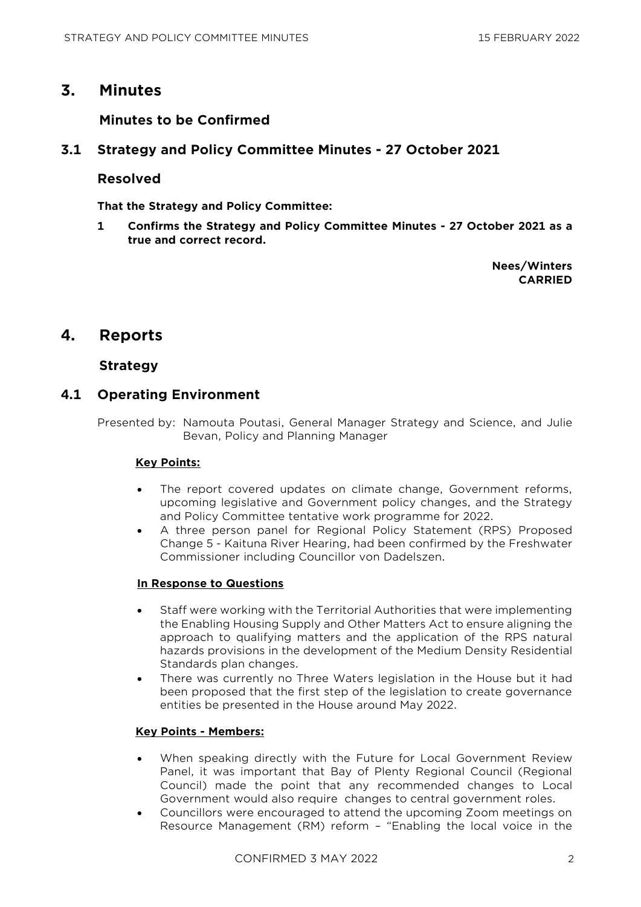# 3. Minutes

## Minutes to be Confirmed

## 3.1 Strategy and Policy Committee Minutes - 27 October 2021

### Resolved

**That the Strategy and Policy Committee:**

**1 Confirms the Strategy and Policy Committee Minutes - 27 October 2021 as a true and correct record.**

**Nees/Winters**
**CARRIED**

# 4. Reports

## Strategy

## 4.1 Operating Environment

Presented by: Namouta Poutasi, General Manager Strategy and Science, and Julie Bevan, Policy and Planning Manager

**Key Points:**

- The report covered updates on climate change, Government reforms, upcoming legislative and Government policy changes, and the Strategy and Policy Committee tentative work programme for 2022.
- A three person panel for Regional Policy Statement (RPS) Proposed Change 5 - Kaituna River Hearing, had been confirmed by the Freshwater Commissioner including Councillor von Dadelszen.

**In Response to Questions**

- Staff were working with the Territorial Authorities that were implementing the Enabling Housing Supply and Other Matters Act to ensure aligning the approach to qualifying matters and the application of the RPS natural hazards provisions in the development of the Medium Density Residential Standards plan changes.
- There was currently no Three Waters legislation in the House but it had been proposed that the first step of the legislation to create governance entities be presented in the House around May 2022.

**Key Points - Members:**

- When speaking directly with the Future for Local Government Review Panel, it was important that Bay of Plenty Regional Council (Regional Council) made the point that any recommended changes to Local Government would also require changes to central government roles.
- Councillors were encouraged to attend the upcoming Zoom meetings on Resource Management (RM) reform – "Enabling the local voice in the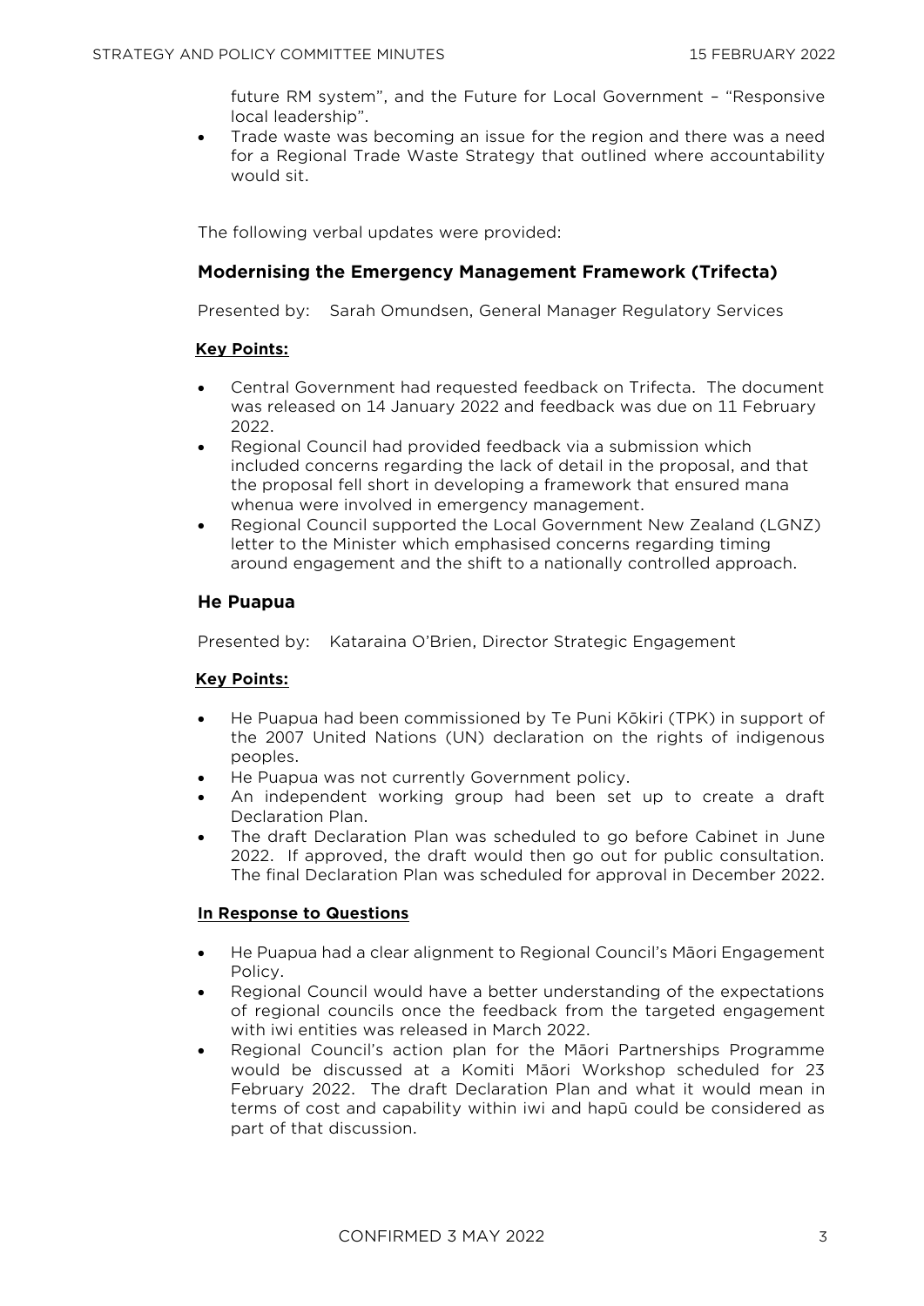future RM system", and the Future for Local Government – "Responsive local leadership".

- Trade waste was becoming an issue for the region and there was a need for a Regional Trade Waste Strategy that outlined where accountability would sit.

The following verbal updates were provided:

### Modernising the Emergency Management Framework (Trifecta)

Presented by: Sarah Omundsen, General Manager Regulatory Services

**Key Points:**

- Central Government had requested feedback on Trifecta. The document was released on 14 January 2022 and feedback was due on 11 February 2022.
- Regional Council had provided feedback via a submission which included concerns regarding the lack of detail in the proposal, and that the proposal fell short in developing a framework that ensured mana whenua were involved in emergency management.
- Regional Council supported the Local Government New Zealand (LGNZ) letter to the Minister which emphasised concerns regarding timing around engagement and the shift to a nationally controlled approach.

### He Puapua

Presented by: Kataraina O'Brien, Director Strategic Engagement

**Key Points:**

- He Puapua had been commissioned by Te Puni Kōkiri (TPK) in support of the 2007 United Nations (UN) declaration on the rights of indigenous peoples.
- He Puapua was not currently Government policy.
- An independent working group had been set up to create a draft Declaration Plan.
- The draft Declaration Plan was scheduled to go before Cabinet in June 2022. If approved, the draft would then go out for public consultation. The final Declaration Plan was scheduled for approval in December 2022.

**In Response to Questions**

- He Puapua had a clear alignment to Regional Council's Māori Engagement Policy.
- Regional Council would have a better understanding of the expectations of regional councils once the feedback from the targeted engagement with iwi entities was released in March 2022.
- Regional Council's action plan for the Māori Partnerships Programme would be discussed at a Komiti Māori Workshop scheduled for 23 February 2022. The draft Declaration Plan and what it would mean in terms of cost and capability within iwi and hapū could be considered as part of that discussion.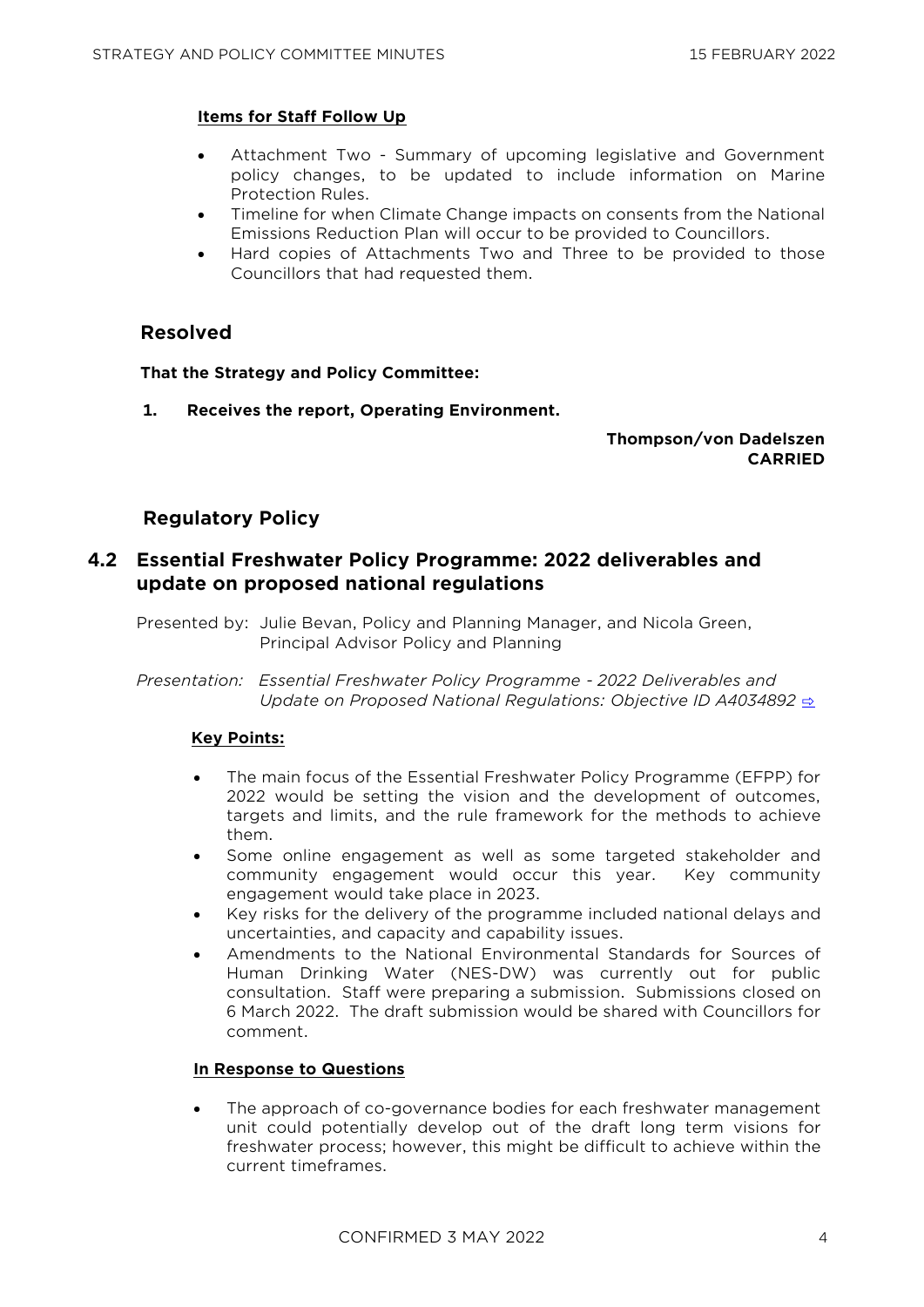**Items for Staff Follow Up**

- Attachment Two - Summary of upcoming legislative and Government policy changes, to be updated to include information on Marine Protection Rules.
- Timeline for when Climate Change impacts on consents from the National Emissions Reduction Plan will occur to be provided to Councillors.
- Hard copies of Attachments Two and Three to be provided to those Councillors that had requested them.

## Resolved

**That the Strategy and Policy Committee:**

**1. Receives the report, Operating Environment.**

**Thompson/von Dadelszen**
**CARRIED**

## Regulatory Policy

## 4.2 Essential Freshwater Policy Programme: 2022 deliverables and update on proposed national regulations

Presented by: Julie Bevan, Policy and Planning Manager, and Nicola Green, Principal Advisor Policy and Planning

*Presentation: Essential Freshwater Policy Programme - 2022 Deliverables and Update on Proposed National Regulations: Objective ID A4034892* ⇨

**Key Points:**

- The main focus of the Essential Freshwater Policy Programme (EFPP) for 2022 would be setting the vision and the development of outcomes, targets and limits, and the rule framework for the methods to achieve them.
- Some online engagement as well as some targeted stakeholder and community engagement would occur this year. Key community engagement would take place in 2023.
- Key risks for the delivery of the programme included national delays and uncertainties, and capacity and capability issues.
- Amendments to the National Environmental Standards for Sources of Human Drinking Water (NES-DW) was currently out for public consultation. Staff were preparing a submission. Submissions closed on 6 March 2022. The draft submission would be shared with Councillors for comment.

**In Response to Questions**

- The approach of co-governance bodies for each freshwater management unit could potentially develop out of the draft long term visions for freshwater process; however, this might be difficult to achieve within the current timeframes.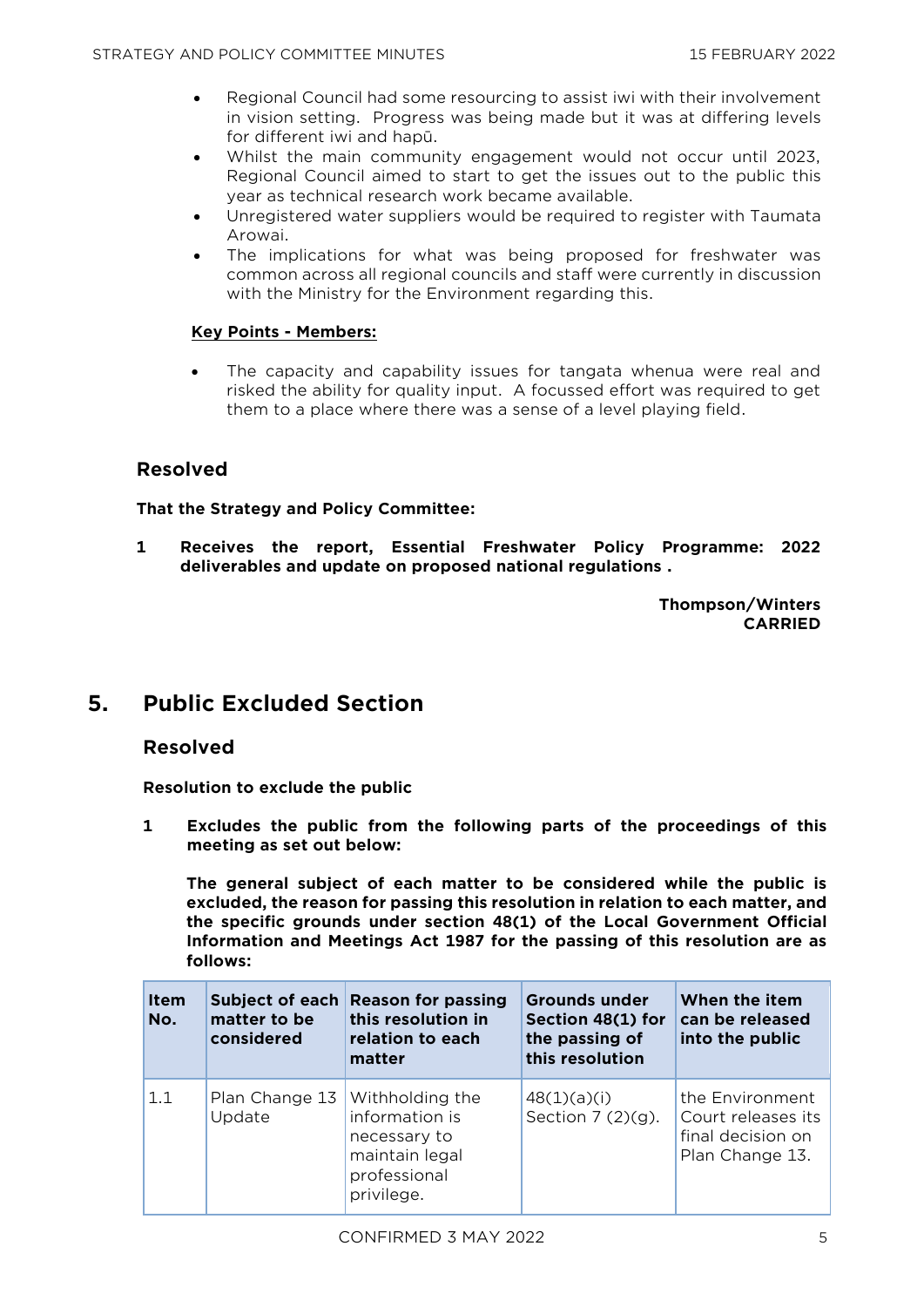- Regional Council had some resourcing to assist iwi with their involvement in vision setting. Progress was being made but it was at differing levels for different iwi and hapū.
- Whilst the main community engagement would not occur until 2023, Regional Council aimed to start to get the issues out to the public this year as technical research work became available.
- Unregistered water suppliers would be required to register with Taumata Arowai.
- The implications for what was being proposed for freshwater was common across all regional councils and staff were currently in discussion with the Ministry for the Environment regarding this.

**Key Points - Members:**

- The capacity and capability issues for tangata whenua were real and risked the ability for quality input. A focussed effort was required to get them to a place where there was a sense of a level playing field.

### Resolved

**That the Strategy and Policy Committee:**

**1 Receives the report, Essential Freshwater Policy Programme: 2022 deliverables and update on proposed national regulations .**

**Thompson/Winters**
**CARRIED**

## 5. Public Excluded Section

### Resolved

**Resolution to exclude the public**

**1 Excludes the public from the following parts of the proceedings of this meeting as set out below:**

**The general subject of each matter to be considered while the public is excluded, the reason for passing this resolution in relation to each matter, and the specific grounds under section 48(1) of the Local Government Official Information and Meetings Act 1987 for the passing of this resolution are as follows:**

| Item No. | Subject of each matter to be considered | Reason for passing this resolution in relation to each matter | Grounds under Section 48(1) for the passing of this resolution | When the item can be released into the public |
|---|---|---|---|---|
| 1.1 | Plan Change 13 Update | Withholding the information is necessary to maintain legal professional privilege. | 48(1)(a)(i) Section 7 (2)(g). | the Environment Court releases its final decision on Plan Change 13. |

CONFIRMED 3 MAY 2022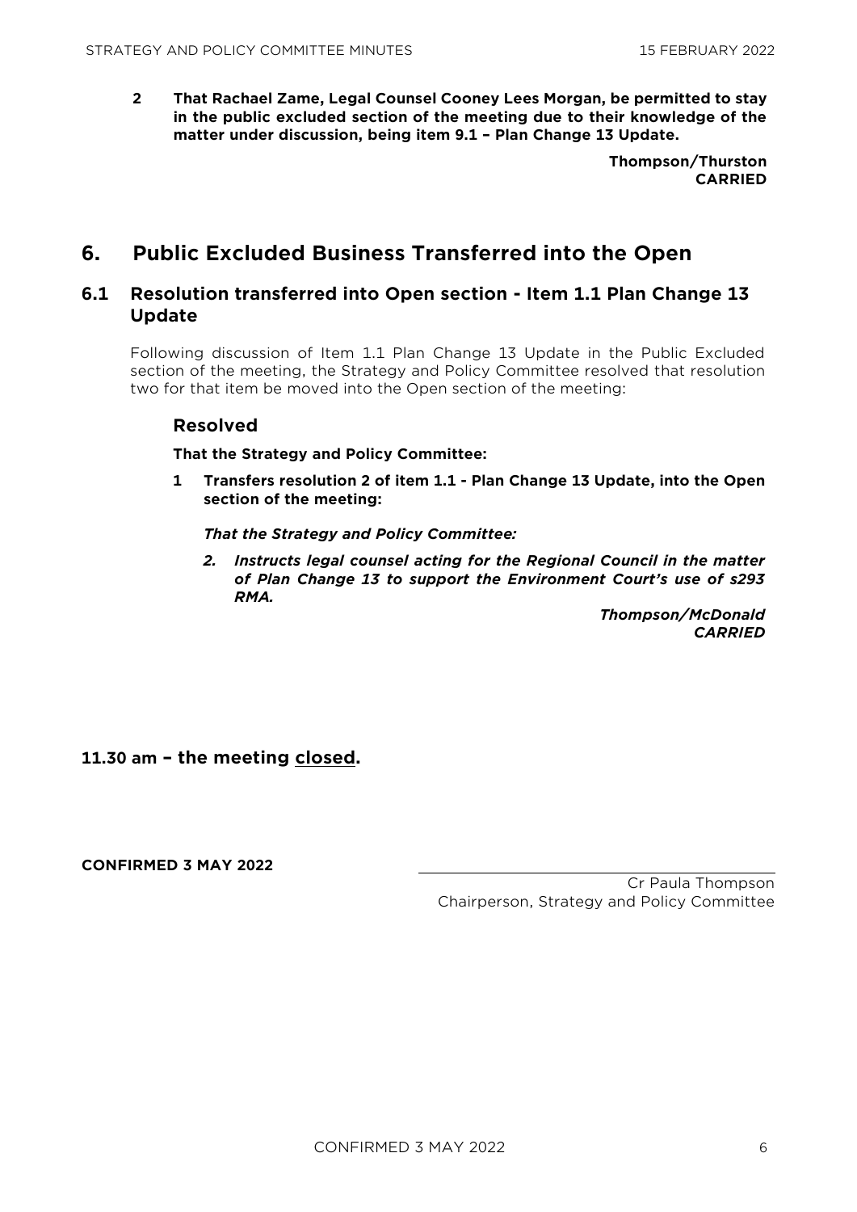**2 That Rachael Zame, Legal Counsel Cooney Lees Morgan, be permitted to stay in the public excluded section of the meeting due to their knowledge of the matter under discussion, being item 9.1 – Plan Change 13 Update.**

**Thompson/Thurston**
**CARRIED**

# 6. Public Excluded Business Transferred into the Open

## 6.1 Resolution transferred into Open section - Item 1.1 Plan Change 13 Update

Following discussion of Item 1.1 Plan Change 13 Update in the Public Excluded section of the meeting, the Strategy and Policy Committee resolved that resolution two for that item be moved into the Open section of the meeting:

### Resolved

**That the Strategy and Policy Committee:**

**1 Transfers resolution 2 of item 1.1 - Plan Change 13 Update, into the Open section of the meeting:**

***That the Strategy and Policy Committee:***

***2. Instructs legal counsel acting for the Regional Council in the matter of Plan Change 13 to support the Environment Court's use of s293 RMA.***

***Thompson/McDonald***
***CARRIED***

**11.30 am – the meeting closed.**

**CONFIRMED 3 MAY 2022**

Cr Paula Thompson
Chairperson, Strategy and Policy Committee